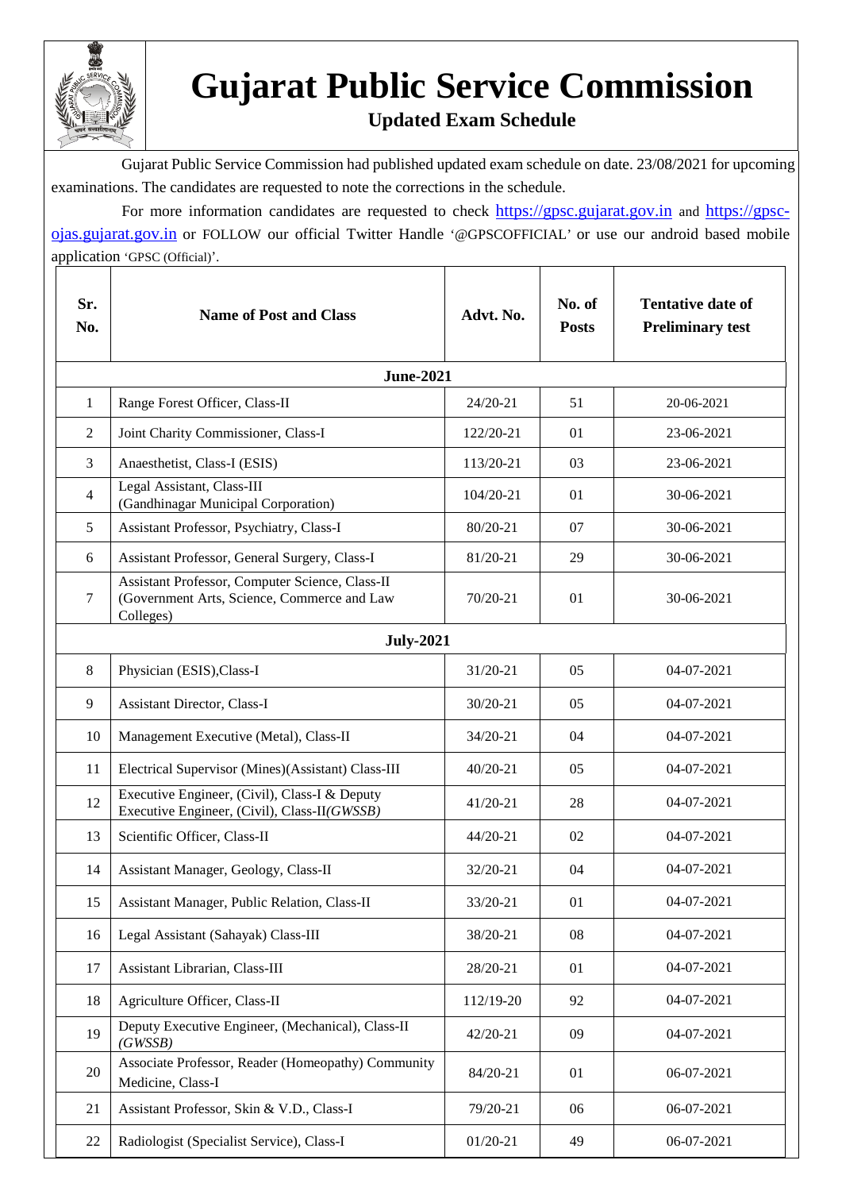# Gujarat Public Service Commission

## Updated Exam Schedule

Gujarat Public Service Commission had published updated exam schedule on date. 23/08/2021 for upcoming examinations. The candidates are requested to note the corrections in the schedule.

For more information candidates are requested to check https://gpsc.gujarat.gov.in and https://gpsc-ojas.gujarat.gov.in or FOLLOW our official Twitter Handle '@GPSCOFFICIAL' or use our android based mobile application 'GPSC (Official)'.

| Sr. No. | Name of Post and Class | Advt. No. | No. of Posts | Tentative date of Preliminary test |
|---|---|---|---|---|
| **June-2021** | | | | |
| 1 | Range Forest Officer, Class-II | 24/20-21 | 51 | 20-06-2021 |
| 2 | Joint Charity Commissioner, Class-I | 122/20-21 | 01 | 23-06-2021 |
| 3 | Anaesthetist, Class-I (ESIS) | 113/20-21 | 03 | 23-06-2021 |
| 4 | Legal Assistant, Class-III (Gandhinagar Municipal Corporation) | 104/20-21 | 01 | 30-06-2021 |
| 5 | Assistant Professor, Psychiatry, Class-I | 80/20-21 | 07 | 30-06-2021 |
| 6 | Assistant Professor, General Surgery, Class-I | 81/20-21 | 29 | 30-06-2021 |
| 7 | Assistant Professor, Computer Science, Class-II (Government Arts, Science, Commerce and Law Colleges) | 70/20-21 | 01 | 30-06-2021 |
| **July-2021** | | | | |
| 8 | Physician (ESIS),Class-I | 31/20-21 | 05 | 04-07-2021 |
| 9 | Assistant Director, Class-I | 30/20-21 | 05 | 04-07-2021 |
| 10 | Management Executive (Metal), Class-II | 34/20-21 | 04 | 04-07-2021 |
| 11 | Electrical Supervisor (Mines)(Assistant) Class-III | 40/20-21 | 05 | 04-07-2021 |
| 12 | Executive Engineer, (Civil), Class-I & Deputy Executive Engineer, (Civil), Class-II*(GWSSB)* | 41/20-21 | 28 | 04-07-2021 |
| 13 | Scientific Officer, Class-II | 44/20-21 | 02 | 04-07-2021 |
| 14 | Assistant Manager, Geology, Class-II | 32/20-21 | 04 | 04-07-2021 |
| 15 | Assistant Manager, Public Relation, Class-II | 33/20-21 | 01 | 04-07-2021 |
| 16 | Legal Assistant (Sahayak) Class-III | 38/20-21 | 08 | 04-07-2021 |
| 17 | Assistant Librarian, Class-III | 28/20-21 | 01 | 04-07-2021 |
| 18 | Agriculture Officer, Class-II | 112/19-20 | 92 | 04-07-2021 |
| 19 | Deputy Executive Engineer, (Mechanical), Class-II *(GWSSB)* | 42/20-21 | 09 | 04-07-2021 |
| 20 | Associate Professor, Reader (Homeopathy) Community Medicine, Class-I | 84/20-21 | 01 | 06-07-2021 |
| 21 | Assistant Professor, Skin & V.D., Class-I | 79/20-21 | 06 | 06-07-2021 |
| 22 | Radiologist (Specialist Service), Class-I | 01/20-21 | 49 | 06-07-2021 |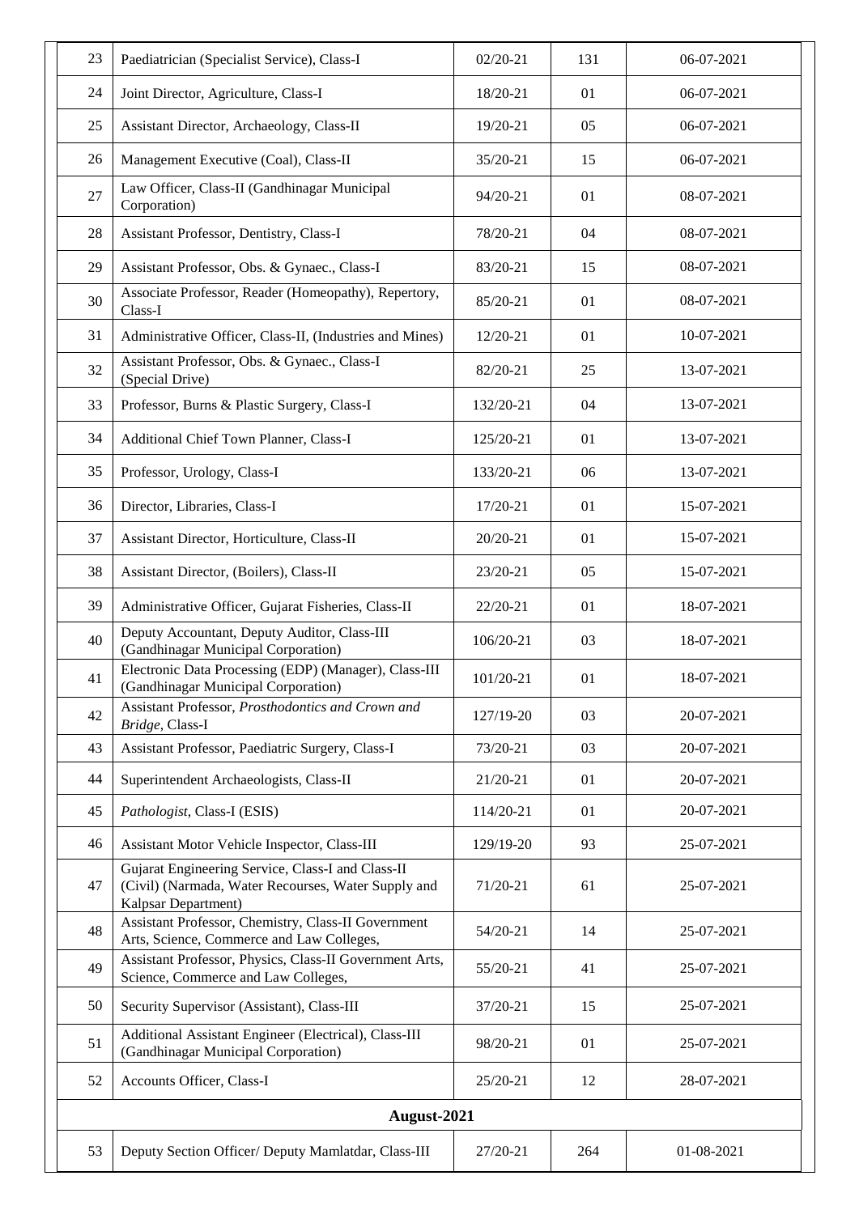| | | | | |
|---|---|---|---|---|
| 23 | Paediatrician (Specialist Service), Class-I | 02/20-21 | 131 | 06-07-2021 |
| 24 | Joint Director, Agriculture, Class-I | 18/20-21 | 01 | 06-07-2021 |
| 25 | Assistant Director, Archaeology, Class-II | 19/20-21 | 05 | 06-07-2021 |
| 26 | Management Executive (Coal), Class-II | 35/20-21 | 15 | 06-07-2021 |
| 27 | Law Officer, Class-II (Gandhinagar Municipal Corporation) | 94/20-21 | 01 | 08-07-2021 |
| 28 | Assistant Professor, Dentistry, Class-I | 78/20-21 | 04 | 08-07-2021 |
| 29 | Assistant Professor, Obs. & Gynaec., Class-I | 83/20-21 | 15 | 08-07-2021 |
| 30 | Associate Professor, Reader (Homeopathy), Repertory, Class-I | 85/20-21 | 01 | 08-07-2021 |
| 31 | Administrative Officer, Class-II, (Industries and Mines) | 12/20-21 | 01 | 10-07-2021 |
| 32 | Assistant Professor, Obs. & Gynaec., Class-I (Special Drive) | 82/20-21 | 25 | 13-07-2021 |
| 33 | Professor, Burns & Plastic Surgery, Class-I | 132/20-21 | 04 | 13-07-2021 |
| 34 | Additional Chief Town Planner, Class-I | 125/20-21 | 01 | 13-07-2021 |
| 35 | Professor, Urology, Class-I | 133/20-21 | 06 | 13-07-2021 |
| 36 | Director, Libraries, Class-I | 17/20-21 | 01 | 15-07-2021 |
| 37 | Assistant Director, Horticulture, Class-II | 20/20-21 | 01 | 15-07-2021 |
| 38 | Assistant Director, (Boilers), Class-II | 23/20-21 | 05 | 15-07-2021 |
| 39 | Administrative Officer, Gujarat Fisheries, Class-II | 22/20-21 | 01 | 18-07-2021 |
| 40 | Deputy Accountant, Deputy Auditor, Class-III (Gandhinagar Municipal Corporation) | 106/20-21 | 03 | 18-07-2021 |
| 41 | Electronic Data Processing (EDP) (Manager), Class-III (Gandhinagar Municipal Corporation) | 101/20-21 | 01 | 18-07-2021 |
| 42 | Assistant Professor, *Prosthodontics and Crown and Bridge*, Class-I | 127/19-20 | 03 | 20-07-2021 |
| 43 | Assistant Professor, Paediatric Surgery, Class-I | 73/20-21 | 03 | 20-07-2021 |
| 44 | Superintendent Archaeologists, Class-II | 21/20-21 | 01 | 20-07-2021 |
| 45 | *Pathologist*, Class-I (ESIS) | 114/20-21 | 01 | 20-07-2021 |
| 46 | Assistant Motor Vehicle Inspector, Class-III | 129/19-20 | 93 | 25-07-2021 |
| 47 | Gujarat Engineering Service, Class-I and Class-II (Civil) (Narmada, Water Recourses, Water Supply and Kalpsar Department) | 71/20-21 | 61 | 25-07-2021 |
| 48 | Assistant Professor, Chemistry, Class-II Government Arts, Science, Commerce and Law Colleges, | 54/20-21 | 14 | 25-07-2021 |
| 49 | Assistant Professor, Physics, Class-II Government Arts, Science, Commerce and Law Colleges, | 55/20-21 | 41 | 25-07-2021 |
| 50 | Security Supervisor (Assistant), Class-III | 37/20-21 | 15 | 25-07-2021 |
| 51 | Additional Assistant Engineer (Electrical), Class-III (Gandhinagar Municipal Corporation) | 98/20-21 | 01 | 25-07-2021 |
| 52 | Accounts Officer, Class-I | 25/20-21 | 12 | 28-07-2021 |
| **August-2021** | | | | |
| 53 | Deputy Section Officer/ Deputy Mamlatdar, Class-III | 27/20-21 | 264 | 01-08-2021 |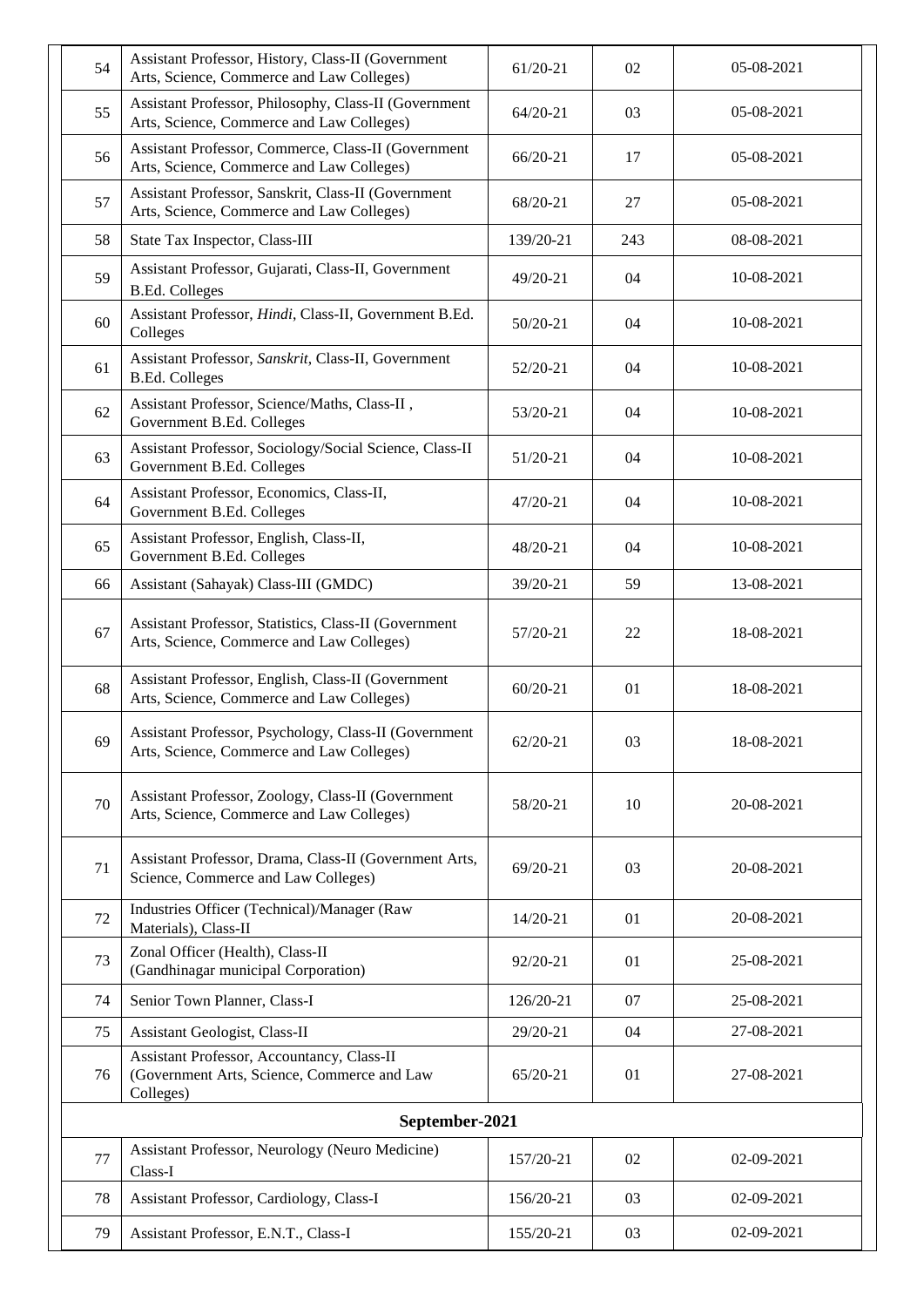| | | | | |
|---|---|---|---|---|
| 54 | Assistant Professor, History, Class-II (Government Arts, Science, Commerce and Law Colleges) | 61/20-21 | 02 | 05-08-2021 |
| 55 | Assistant Professor, Philosophy, Class-II (Government Arts, Science, Commerce and Law Colleges) | 64/20-21 | 03 | 05-08-2021 |
| 56 | Assistant Professor, Commerce, Class-II (Government Arts, Science, Commerce and Law Colleges) | 66/20-21 | 17 | 05-08-2021 |
| 57 | Assistant Professor, Sanskrit, Class-II (Government Arts, Science, Commerce and Law Colleges) | 68/20-21 | 27 | 05-08-2021 |
| 58 | State Tax Inspector, Class-III | 139/20-21 | 243 | 08-08-2021 |
| 59 | Assistant Professor, Gujarati, Class-II, Government B.Ed. Colleges | 49/20-21 | 04 | 10-08-2021 |
| 60 | Assistant Professor, *Hindi*, Class-II, Government B.Ed. Colleges | 50/20-21 | 04 | 10-08-2021 |
| 61 | Assistant Professor, *Sanskrit*, Class-II, Government B.Ed. Colleges | 52/20-21 | 04 | 10-08-2021 |
| 62 | Assistant Professor, Science/Maths, Class-II , Government B.Ed. Colleges | 53/20-21 | 04 | 10-08-2021 |
| 63 | Assistant Professor, Sociology/Social Science, Class-II Government B.Ed. Colleges | 51/20-21 | 04 | 10-08-2021 |
| 64 | Assistant Professor, Economics, Class-II, Government B.Ed. Colleges | 47/20-21 | 04 | 10-08-2021 |
| 65 | Assistant Professor, English, Class-II, Government B.Ed. Colleges | 48/20-21 | 04 | 10-08-2021 |
| 66 | Assistant (Sahayak) Class-III (GMDC) | 39/20-21 | 59 | 13-08-2021 |
| 67 | Assistant Professor, Statistics, Class-II (Government Arts, Science, Commerce and Law Colleges) | 57/20-21 | 22 | 18-08-2021 |
| 68 | Assistant Professor, English, Class-II (Government Arts, Science, Commerce and Law Colleges) | 60/20-21 | 01 | 18-08-2021 |
| 69 | Assistant Professor, Psychology, Class-II (Government Arts, Science, Commerce and Law Colleges) | 62/20-21 | 03 | 18-08-2021 |
| 70 | Assistant Professor, Zoology, Class-II (Government Arts, Science, Commerce and Law Colleges) | 58/20-21 | 10 | 20-08-2021 |
| 71 | Assistant Professor, Drama, Class-II (Government Arts, Science, Commerce and Law Colleges) | 69/20-21 | 03 | 20-08-2021 |
| 72 | Industries Officer (Technical)/Manager (Raw Materials), Class-II | 14/20-21 | 01 | 20-08-2021 |
| 73 | Zonal Officer (Health), Class-II (Gandhinagar municipal Corporation) | 92/20-21 | 01 | 25-08-2021 |
| 74 | Senior Town Planner, Class-I | 126/20-21 | 07 | 25-08-2021 |
| 75 | Assistant Geologist, Class-II | 29/20-21 | 04 | 27-08-2021 |
| 76 | Assistant Professor, Accountancy, Class-II (Government Arts, Science, Commerce and Law Colleges) | 65/20-21 | 01 | 27-08-2021 |
| **September-2021** | | | | |
| 77 | Assistant Professor, Neurology (Neuro Medicine) Class-I | 157/20-21 | 02 | 02-09-2021 |
| 78 | Assistant Professor, Cardiology, Class-I | 156/20-21 | 03 | 02-09-2021 |
| 79 | Assistant Professor, E.N.T., Class-I | 155/20-21 | 03 | 02-09-2021 |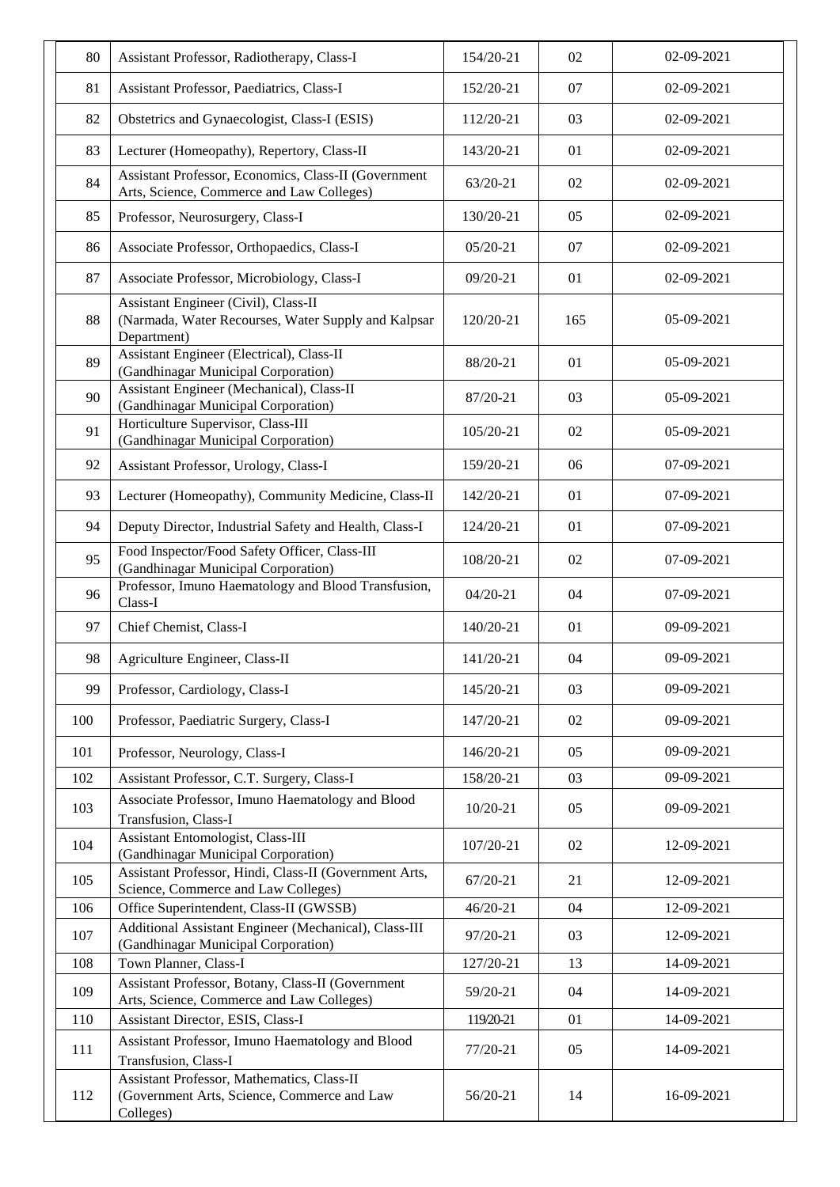| 80 | Assistant Professor, Radiotherapy, Class-I | 154/20-21 | 02 | 02-09-2021 |
|---|---|---|---|---|
| 81 | Assistant Professor, Paediatrics, Class-I | 152/20-21 | 07 | 02-09-2021 |
| 82 | Obstetrics and Gynaecologist, Class-I (ESIS) | 112/20-21 | 03 | 02-09-2021 |
| 83 | Lecturer (Homeopathy), Repertory, Class-II | 143/20-21 | 01 | 02-09-2021 |
| 84 | Assistant Professor, Economics, Class-II (Government Arts, Science, Commerce and Law Colleges) | 63/20-21 | 02 | 02-09-2021 |
| 85 | Professor, Neurosurgery, Class-I | 130/20-21 | 05 | 02-09-2021 |
| 86 | Associate Professor, Orthopaedics, Class-I | 05/20-21 | 07 | 02-09-2021 |
| 87 | Associate Professor, Microbiology, Class-I | 09/20-21 | 01 | 02-09-2021 |
| 88 | Assistant Engineer (Civil), Class-II (Narmada, Water Recourses, Water Supply and Kalpsar Department) | 120/20-21 | 165 | 05-09-2021 |
| 89 | Assistant Engineer (Electrical), Class-II (Gandhinagar Municipal Corporation) | 88/20-21 | 01 | 05-09-2021 |
| 90 | Assistant Engineer (Mechanical), Class-II (Gandhinagar Municipal Corporation) | 87/20-21 | 03 | 05-09-2021 |
| 91 | Horticulture Supervisor, Class-III (Gandhinagar Municipal Corporation) | 105/20-21 | 02 | 05-09-2021 |
| 92 | Assistant Professor, Urology, Class-I | 159/20-21 | 06 | 07-09-2021 |
| 93 | Lecturer (Homeopathy), Community Medicine, Class-II | 142/20-21 | 01 | 07-09-2021 |
| 94 | Deputy Director, Industrial Safety and Health, Class-I | 124/20-21 | 01 | 07-09-2021 |
| 95 | Food Inspector/Food Safety Officer, Class-III (Gandhinagar Municipal Corporation) | 108/20-21 | 02 | 07-09-2021 |
| 96 | Professor, Imuno Haematology and Blood Transfusion, Class-I | 04/20-21 | 04 | 07-09-2021 |
| 97 | Chief Chemist, Class-I | 140/20-21 | 01 | 09-09-2021 |
| 98 | Agriculture Engineer, Class-II | 141/20-21 | 04 | 09-09-2021 |
| 99 | Professor, Cardiology, Class-I | 145/20-21 | 03 | 09-09-2021 |
| 100 | Professor, Paediatric Surgery, Class-I | 147/20-21 | 02 | 09-09-2021 |
| 101 | Professor, Neurology, Class-I | 146/20-21 | 05 | 09-09-2021 |
| 102 | Assistant Professor, C.T. Surgery, Class-I | 158/20-21 | 03 | 09-09-2021 |
| 103 | Associate Professor, Imuno Haematology and Blood Transfusion, Class-I | 10/20-21 | 05 | 09-09-2021 |
| 104 | Assistant Entomologist, Class-III (Gandhinagar Municipal Corporation) | 107/20-21 | 02 | 12-09-2021 |
| 105 | Assistant Professor, Hindi, Class-II (Government Arts, Science, Commerce and Law Colleges) | 67/20-21 | 21 | 12-09-2021 |
| 106 | Office Superintendent, Class-II (GWSSB) | 46/20-21 | 04 | 12-09-2021 |
| 107 | Additional Assistant Engineer (Mechanical), Class-III (Gandhinagar Municipal Corporation) | 97/20-21 | 03 | 12-09-2021 |
| 108 | Town Planner, Class-I | 127/20-21 | 13 | 14-09-2021 |
| 109 | Assistant Professor, Botany, Class-II (Government Arts, Science, Commerce and Law Colleges) | 59/20-21 | 04 | 14-09-2021 |
| 110 | Assistant Director, ESIS, Class-I | 119/20-21 | 01 | 14-09-2021 |
| 111 | Assistant Professor, Imuno Haematology and Blood Transfusion, Class-I | 77/20-21 | 05 | 14-09-2021 |
| 112 | Assistant Professor, Mathematics, Class-II (Government Arts, Science, Commerce and Law Colleges) | 56/20-21 | 14 | 16-09-2021 |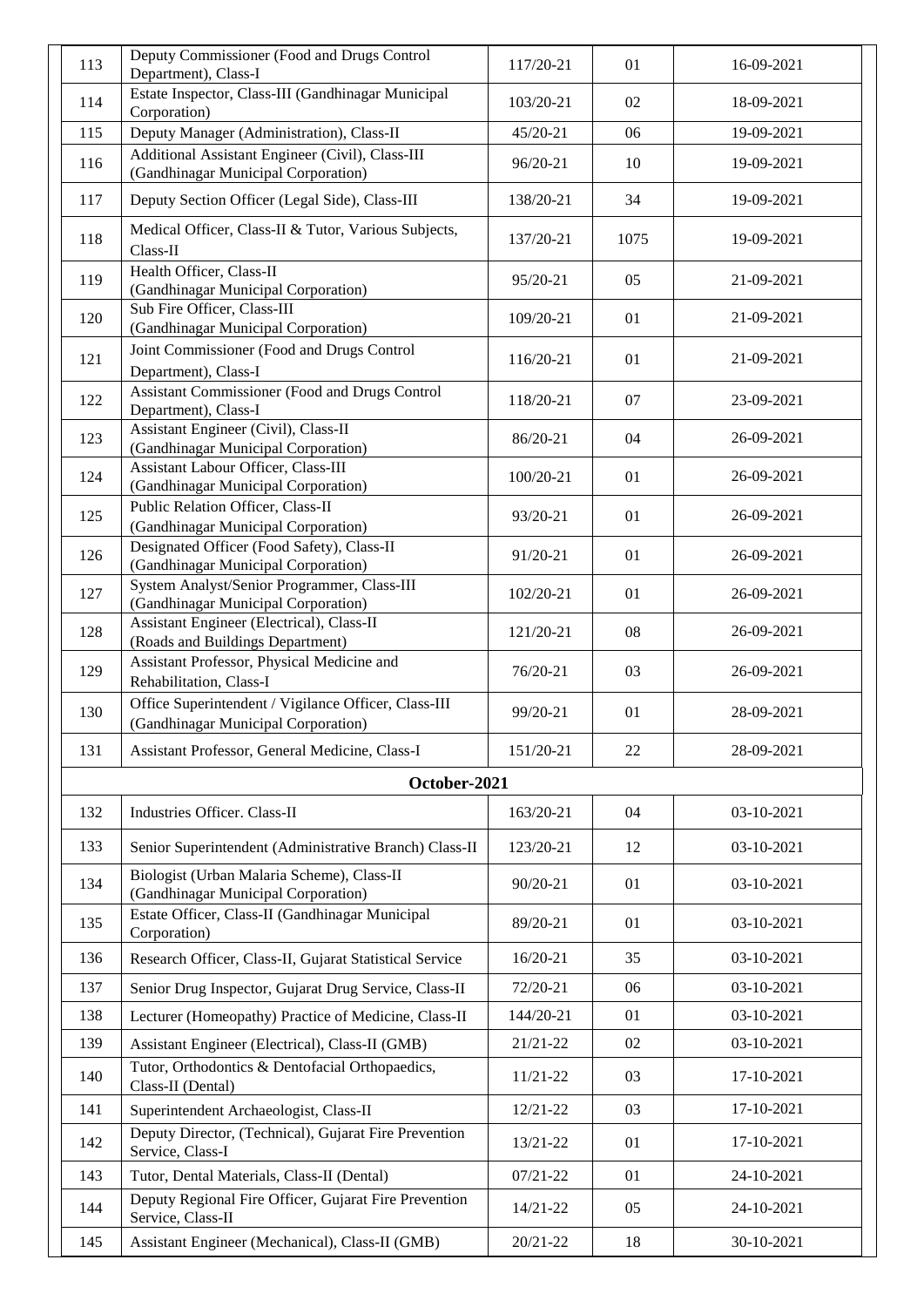| | | | | |
|---|---|---|---|---|
| 113 | Deputy Commissioner (Food and Drugs Control Department), Class-I | 117/20-21 | 01 | 16-09-2021 |
| 114 | Estate Inspector, Class-III (Gandhinagar Municipal Corporation) | 103/20-21 | 02 | 18-09-2021 |
| 115 | Deputy Manager (Administration), Class-II | 45/20-21 | 06 | 19-09-2021 |
| 116 | Additional Assistant Engineer (Civil), Class-III (Gandhinagar Municipal Corporation) | 96/20-21 | 10 | 19-09-2021 |
| 117 | Deputy Section Officer (Legal Side), Class-III | 138/20-21 | 34 | 19-09-2021 |
| 118 | Medical Officer, Class-II & Tutor, Various Subjects, Class-II | 137/20-21 | 1075 | 19-09-2021 |
| 119 | Health Officer, Class-II (Gandhinagar Municipal Corporation) | 95/20-21 | 05 | 21-09-2021 |
| 120 | Sub Fire Officer, Class-III (Gandhinagar Municipal Corporation) | 109/20-21 | 01 | 21-09-2021 |
| 121 | Joint Commissioner (Food and Drugs Control Department), Class-I | 116/20-21 | 01 | 21-09-2021 |
| 122 | Assistant Commissioner (Food and Drugs Control Department), Class-I | 118/20-21 | 07 | 23-09-2021 |
| 123 | Assistant Engineer (Civil), Class-II (Gandhinagar Municipal Corporation) | 86/20-21 | 04 | 26-09-2021 |
| 124 | Assistant Labour Officer, Class-III (Gandhinagar Municipal Corporation) | 100/20-21 | 01 | 26-09-2021 |
| 125 | Public Relation Officer, Class-II (Gandhinagar Municipal Corporation) | 93/20-21 | 01 | 26-09-2021 |
| 126 | Designated Officer (Food Safety), Class-II (Gandhinagar Municipal Corporation) | 91/20-21 | 01 | 26-09-2021 |
| 127 | System Analyst/Senior Programmer, Class-III (Gandhinagar Municipal Corporation) | 102/20-21 | 01 | 26-09-2021 |
| 128 | Assistant Engineer (Electrical), Class-II (Roads and Buildings Department) | 121/20-21 | 08 | 26-09-2021 |
| 129 | Assistant Professor, Physical Medicine and Rehabilitation, Class-I | 76/20-21 | 03 | 26-09-2021 |
| 130 | Office Superintendent / Vigilance Officer, Class-III (Gandhinagar Municipal Corporation) | 99/20-21 | 01 | 28-09-2021 |
| 131 | Assistant Professor, General Medicine, Class-I | 151/20-21 | 22 | 28-09-2021 |
| | **October-2021** | | | |
| 132 | Industries Officer. Class-II | 163/20-21 | 04 | 03-10-2021 |
| 133 | Senior Superintendent (Administrative Branch) Class-II | 123/20-21 | 12 | 03-10-2021 |
| 134 | Biologist (Urban Malaria Scheme), Class-II (Gandhinagar Municipal Corporation) | 90/20-21 | 01 | 03-10-2021 |
| 135 | Estate Officer, Class-II (Gandhinagar Municipal Corporation) | 89/20-21 | 01 | 03-10-2021 |
| 136 | Research Officer, Class-II, Gujarat Statistical Service | 16/20-21 | 35 | 03-10-2021 |
| 137 | Senior Drug Inspector, Gujarat Drug Service, Class-II | 72/20-21 | 06 | 03-10-2021 |
| 138 | Lecturer (Homeopathy) Practice of Medicine, Class-II | 144/20-21 | 01 | 03-10-2021 |
| 139 | Assistant Engineer (Electrical), Class-II (GMB) | 21/21-22 | 02 | 03-10-2021 |
| 140 | Tutor, Orthodontics & Dentofacial Orthopaedics, Class-II (Dental) | 11/21-22 | 03 | 17-10-2021 |
| 141 | Superintendent Archaeologist, Class-II | 12/21-22 | 03 | 17-10-2021 |
| 142 | Deputy Director, (Technical), Gujarat Fire Prevention Service, Class-I | 13/21-22 | 01 | 17-10-2021 |
| 143 | Tutor, Dental Materials, Class-II (Dental) | 07/21-22 | 01 | 24-10-2021 |
| 144 | Deputy Regional Fire Officer, Gujarat Fire Prevention Service, Class-II | 14/21-22 | 05 | 24-10-2021 |
| 145 | Assistant Engineer (Mechanical), Class-II (GMB) | 20/21-22 | 18 | 30-10-2021 |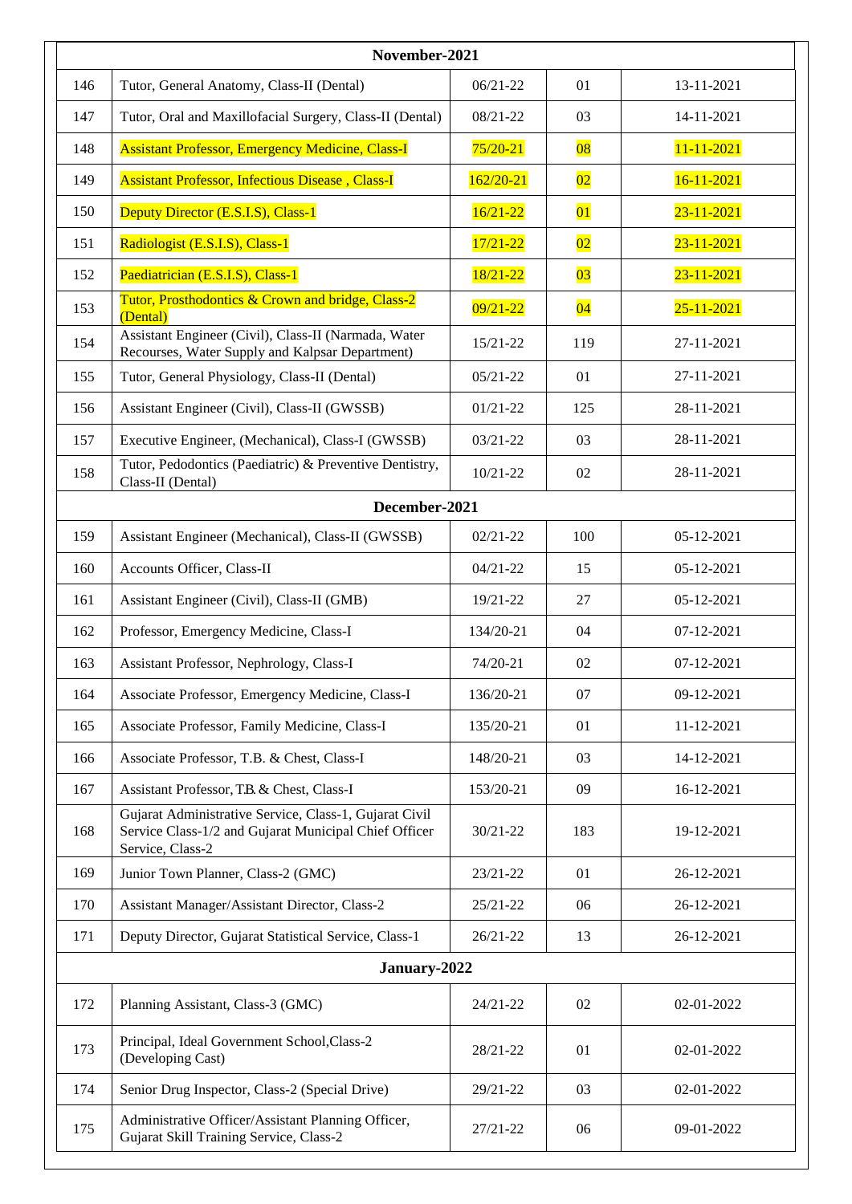| | | | | |
|---|---|---|---|---|
| **November-2021** | | | | |
| 146 | Tutor, General Anatomy, Class-II (Dental) | 06/21-22 | 01 | 13-11-2021 |
| 147 | Tutor, Oral and Maxillofacial Surgery, Class-II (Dental) | 08/21-22 | 03 | 14-11-2021 |
| 148 | Assistant Professor, Emergency Medicine, Class-I | 75/20-21 | 08 | 11-11-2021 |
| 149 | Assistant Professor, Infectious Disease , Class-I | 162/20-21 | 02 | 16-11-2021 |
| 150 | Deputy Director (E.S.I.S), Class-1 | 16/21-22 | 01 | 23-11-2021 |
| 151 | Radiologist (E.S.I.S), Class-1 | 17/21-22 | 02 | 23-11-2021 |
| 152 | Paediatrician (E.S.I.S), Class-1 | 18/21-22 | 03 | 23-11-2021 |
| 153 | Tutor, Prosthodontics & Crown and bridge, Class-2 (Dental) | 09/21-22 | 04 | 25-11-2021 |
| 154 | Assistant Engineer (Civil), Class-II (Narmada, Water Recourses, Water Supply and Kalpsar Department) | 15/21-22 | 119 | 27-11-2021 |
| 155 | Tutor, General Physiology, Class-II (Dental) | 05/21-22 | 01 | 27-11-2021 |
| 156 | Assistant Engineer (Civil), Class-II (GWSSB) | 01/21-22 | 125 | 28-11-2021 |
| 157 | Executive Engineer, (Mechanical), Class-I (GWSSB) | 03/21-22 | 03 | 28-11-2021 |
| 158 | Tutor, Pedodontics (Paediatric) & Preventive Dentistry, Class-II (Dental) | 10/21-22 | 02 | 28-11-2021 |
| **December-2021** | | | | |
| 159 | Assistant Engineer (Mechanical), Class-II (GWSSB) | 02/21-22 | 100 | 05-12-2021 |
| 160 | Accounts Officer, Class-II | 04/21-22 | 15 | 05-12-2021 |
| 161 | Assistant Engineer (Civil), Class-II (GMB) | 19/21-22 | 27 | 05-12-2021 |
| 162 | Professor, Emergency Medicine, Class-I | 134/20-21 | 04 | 07-12-2021 |
| 163 | Assistant Professor, Nephrology, Class-I | 74/20-21 | 02 | 07-12-2021 |
| 164 | Associate Professor, Emergency Medicine, Class-I | 136/20-21 | 07 | 09-12-2021 |
| 165 | Associate Professor, Family Medicine, Class-I | 135/20-21 | 01 | 11-12-2021 |
| 166 | Associate Professor, T.B. & Chest, Class-I | 148/20-21 | 03 | 14-12-2021 |
| 167 | Assistant Professor, T.B. & Chest, Class-I | 153/20-21 | 09 | 16-12-2021 |
| 168 | Gujarat Administrative Service, Class-1, Gujarat Civil Service Class-1/2 and Gujarat Municipal Chief Officer Service, Class-2 | 30/21-22 | 183 | 19-12-2021 |
| 169 | Junior Town Planner, Class-2 (GMC) | 23/21-22 | 01 | 26-12-2021 |
| 170 | Assistant Manager/Assistant Director, Class-2 | 25/21-22 | 06 | 26-12-2021 |
| 171 | Deputy Director, Gujarat Statistical Service, Class-1 | 26/21-22 | 13 | 26-12-2021 |
| **January-2022** | | | | |
| 172 | Planning Assistant, Class-3 (GMC) | 24/21-22 | 02 | 02-01-2022 |
| 173 | Principal, Ideal Government School,Class-2 (Developing Cast) | 28/21-22 | 01 | 02-01-2022 |
| 174 | Senior Drug Inspector, Class-2 (Special Drive) | 29/21-22 | 03 | 02-01-2022 |
| 175 | Administrative Officer/Assistant Planning Officer, Gujarat Skill Training Service, Class-2 | 27/21-22 | 06 | 09-01-2022 |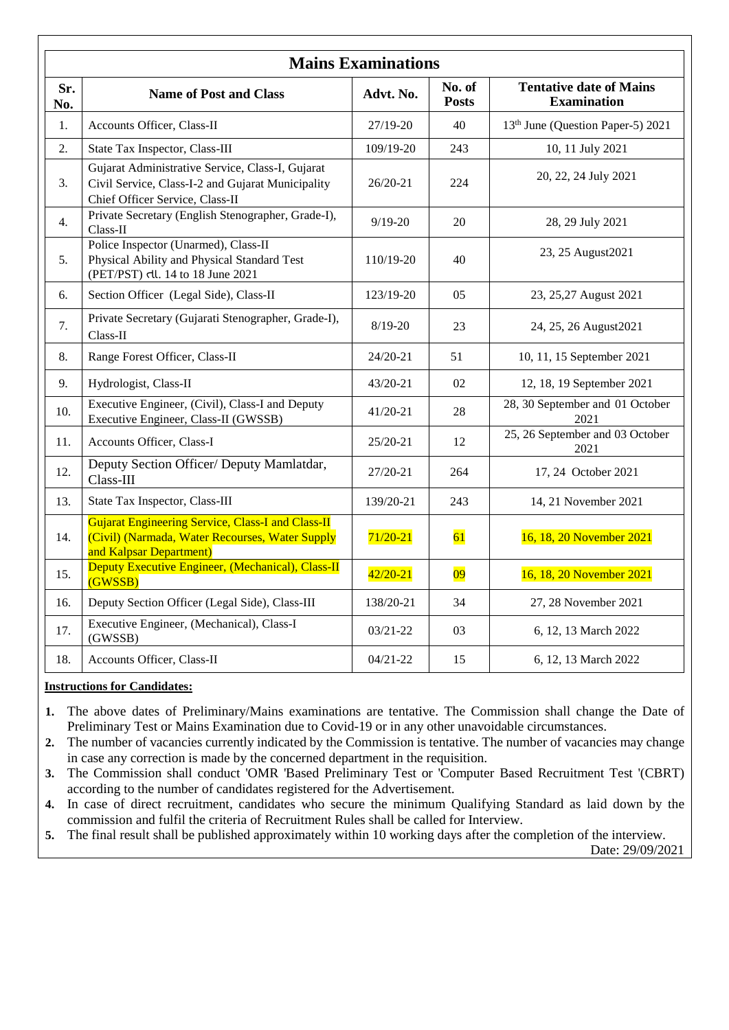| Mains Examinations | | | | |
|---|---|---|---|---|
| Sr. No. | Name of Post and Class | Advt. No. | No. of Posts | Tentative date of Mains Examination |
| 1. | Accounts Officer, Class-II | 27/19-20 | 40 | 13th June (Question Paper-5) 2021 |
| 2. | State Tax Inspector, Class-III | 109/19-20 | 243 | 10, 11 July 2021 |
| 3. | Gujarat Administrative Service, Class-I, Gujarat Civil Service, Class-I-2 and Gujarat Municipality Chief Officer Service, Class-II | 26/20-21 | 224 | 20, 22, 24 July 2021 |
| 4. | Private Secretary (English Stenographer, Grade-I), Class-II | 9/19-20 | 20 | 28, 29 July 2021 |
| 5. | Police Inspector (Unarmed), Class-II Physical Ability and Physical Standard Test (PET/PST) તા. 14 to 18 June 2021 | 110/19-20 | 40 | 23, 25 August2021 |
| 6. | Section Officer (Legal Side), Class-II | 123/19-20 | 05 | 23, 25,27 August 2021 |
| 7. | Private Secretary (Gujarati Stenographer, Grade-I), Class-II | 8/19-20 | 23 | 24, 25, 26 August2021 |
| 8. | Range Forest Officer, Class-II | 24/20-21 | 51 | 10, 11, 15 September 2021 |
| 9. | Hydrologist, Class-II | 43/20-21 | 02 | 12, 18, 19 September 2021 |
| 10. | Executive Engineer, (Civil), Class-I and Deputy Executive Engineer, Class-II (GWSSB) | 41/20-21 | 28 | 28, 30 September and 01 October 2021 |
| 11. | Accounts Officer, Class-I | 25/20-21 | 12 | 25, 26 September and 03 October 2021 |
| 12. | Deputy Section Officer/ Deputy Mamlatdar, Class-III | 27/20-21 | 264 | 17, 24 October 2021 |
| 13. | State Tax Inspector, Class-III | 139/20-21 | 243 | 14, 21 November 2021 |
| 14. | Gujarat Engineering Service, Class-I and Class-II (Civil) (Narmada, Water Recourses, Water Supply and Kalpsar Department) | 71/20-21 | 61 | 16, 18, 20 November 2021 |
| 15. | Deputy Executive Engineer, (Mechanical), Class-II (GWSSB) | 42/20-21 | 09 | 16, 18, 20 November 2021 |
| 16. | Deputy Section Officer (Legal Side), Class-III | 138/20-21 | 34 | 27, 28 November 2021 |
| 17. | Executive Engineer, (Mechanical), Class-I (GWSSB) | 03/21-22 | 03 | 6, 12, 13 March 2022 |
| 18. | Accounts Officer, Class-II | 04/21-22 | 15 | 6, 12, 13 March 2022 |

**Instructions for Candidates:**

1. The above dates of Preliminary/Mains examinations are tentative. The Commission shall change the Date of Preliminary Test or Mains Examination due to Covid-19 or in any other unavoidable circumstances.
2. The number of vacancies currently indicated by the Commission is tentative. The number of vacancies may change in case any correction is made by the concerned department in the requisition.
3. The Commission shall conduct 'OMR 'Based Preliminary Test or 'Computer Based Recruitment Test '(CBRT) according to the number of candidates registered for the Advertisement.
4. In case of direct recruitment, candidates who secure the minimum Qualifying Standard as laid down by the commission and fulfil the criteria of Recruitment Rules shall be called for Interview.
5. The final result shall be published approximately within 10 working days after the completion of the interview.

Date: 29/09/2021